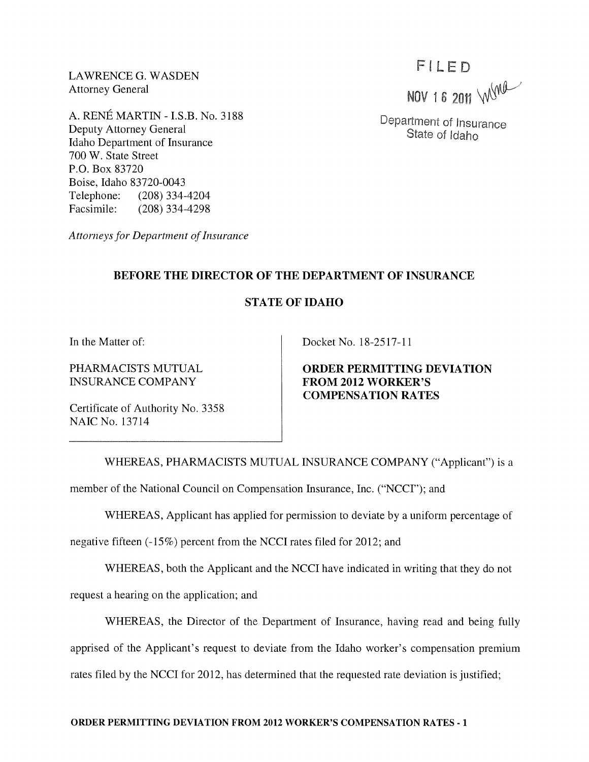LAWRENCE G. WASDEN
Attorney General

A. RENÉ MARTIN - I.S.B. No. 3188
Deputy Attorney General
Idaho Department of Insurance
700 W. State Street
P.O. Box 83720
Boise, Idaho 83720-0043
Telephone: (208) 334-4204
Facsimile: (208) 334-4298

*Attorneys for Department of Insurance*

FILED
NOV 16 2011
Department of Insurance
State of Idaho

**BEFORE THE DIRECTOR OF THE DEPARTMENT OF INSURANCE**

**STATE OF IDAHO**

| In the Matter of: PHARMACISTS MUTUAL INSURANCE COMPANY Certificate of Authority No. 3358 NAIC No. 13714 | Docket No. 18-2517-11 **ORDER PERMITTING DEVIATION FROM 2012 WORKER'S COMPENSATION RATES** |
|---|---|

WHEREAS, PHARMACISTS MUTUAL INSURANCE COMPANY ("Applicant") is a member of the National Council on Compensation Insurance, Inc. ("NCCI"); and

WHEREAS, Applicant has applied for permission to deviate by a uniform percentage of negative fifteen (-15%) percent from the NCCI rates filed for 2012; and

WHEREAS, both the Applicant and the NCCI have indicated in writing that they do not request a hearing on the application; and

WHEREAS, the Director of the Department of Insurance, having read and being fully apprised of the Applicant's request to deviate from the Idaho worker's compensation premium rates filed by the NCCI for 2012, has determined that the requested rate deviation is justified;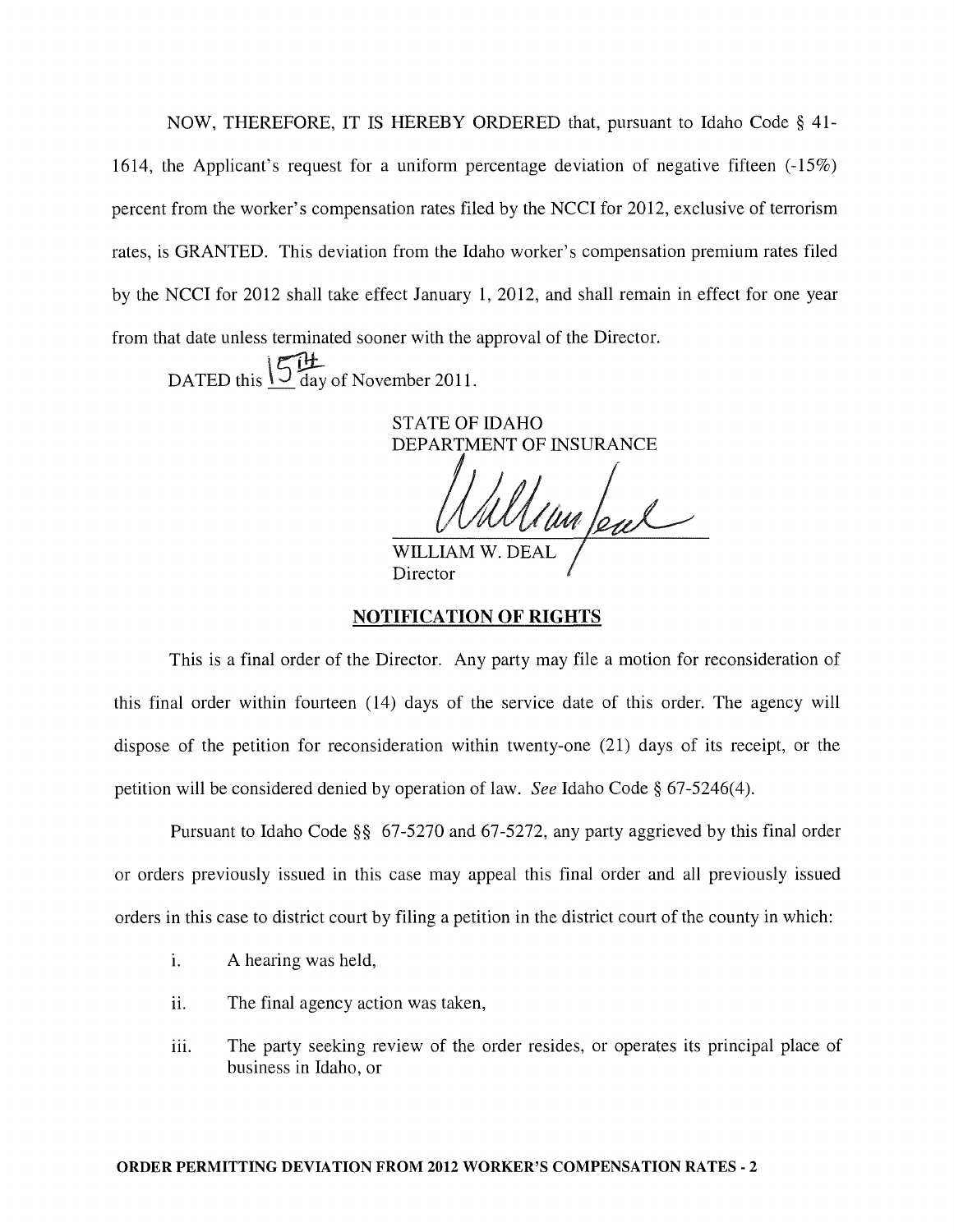NOW, THEREFORE, IT IS HEREBY ORDERED that, pursuant to Idaho Code § 41-1614, the Applicant's request for a uniform percentage deviation of negative fifteen (-15%) percent from the worker's compensation rates filed by the NCCI for 2012, exclusive of terrorism rates, is GRANTED. This deviation from the Idaho worker's compensation premium rates filed by the NCCI for 2012 shall take effect January 1, 2012, and shall remain in effect for one year from that date unless terminated sooner with the approval of the Director.

DATED this 15th day of November 2011.

STATE OF IDAHO
DEPARTMENT OF INSURANCE

WILLIAM W. DEAL
Director

## NOTIFICATION OF RIGHTS

This is a final order of the Director. Any party may file a motion for reconsideration of this final order within fourteen (14) days of the service date of this order. The agency will dispose of the petition for reconsideration within twenty-one (21) days of its receipt, or the petition will be considered denied by operation of law. *See* Idaho Code § 67-5246(4).

Pursuant to Idaho Code §§ 67-5270 and 67-5272, any party aggrieved by this final order or orders previously issued in this case may appeal this final order and all previously issued orders in this case to district court by filing a petition in the district court of the county in which:

i. A hearing was held,

ii. The final agency action was taken,

iii. The party seeking review of the order resides, or operates its principal place of business in Idaho, or

**ORDER PERMITTING DEVIATION FROM 2012 WORKER'S COMPENSATION RATES - 2**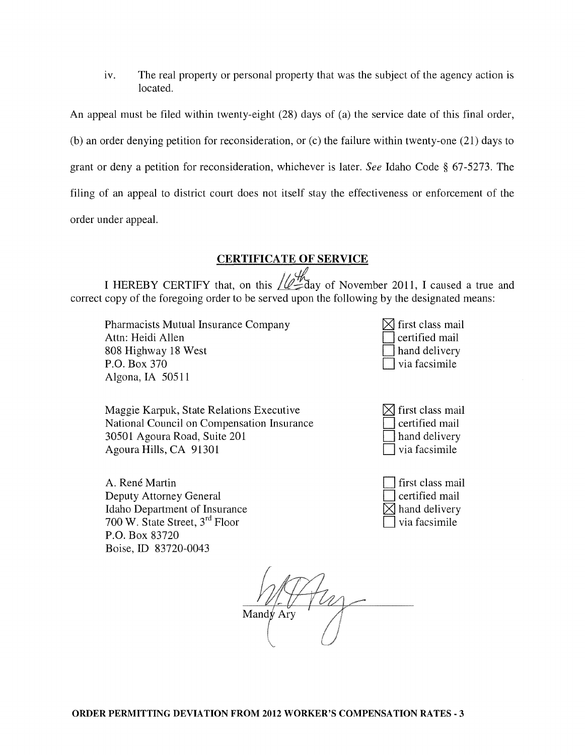iv. The real property or personal property that was the subject of the agency action is located.

An appeal must be filed within twenty-eight (28) days of (a) the service date of this final order, (b) an order denying petition for reconsideration, or (c) the failure within twenty-one (21) days to grant or deny a petition for reconsideration, whichever is later. *See* Idaho Code § 67-5273. The filing of an appeal to district court does not itself stay the effectiveness or enforcement of the order under appeal.

## CERTIFICATE OF SERVICE

I HEREBY CERTIFY that, on this 16th day of November 2011, I caused a true and correct copy of the foregoing order to be served upon the following by the designated means:

| | |
|---|---|
| Pharmacists Mutual Insurance Company<br>Attn: Heidi Allen<br>808 Highway 18 West<br>P.O. Box 370<br>Algona, IA 50511 | ☒ first class mail<br>☐ certified mail<br>☐ hand delivery<br>☐ via facsimile |
| Maggie Karpuk, State Relations Executive<br>National Council on Compensation Insurance<br>30501 Agoura Road, Suite 201<br>Agoura Hills, CA 91301 | ☒ first class mail<br>☐ certified mail<br>☐ hand delivery<br>☐ via facsimile |
| A. René Martin<br>Deputy Attorney General<br>Idaho Department of Insurance<br>700 W. State Street, 3rd Floor<br>P.O. Box 83720<br>Boise, ID 83720-0043 | ☐ first class mail<br>☐ certified mail<br>☒ hand delivery<br>☐ via facsimile |

Mandy Ary